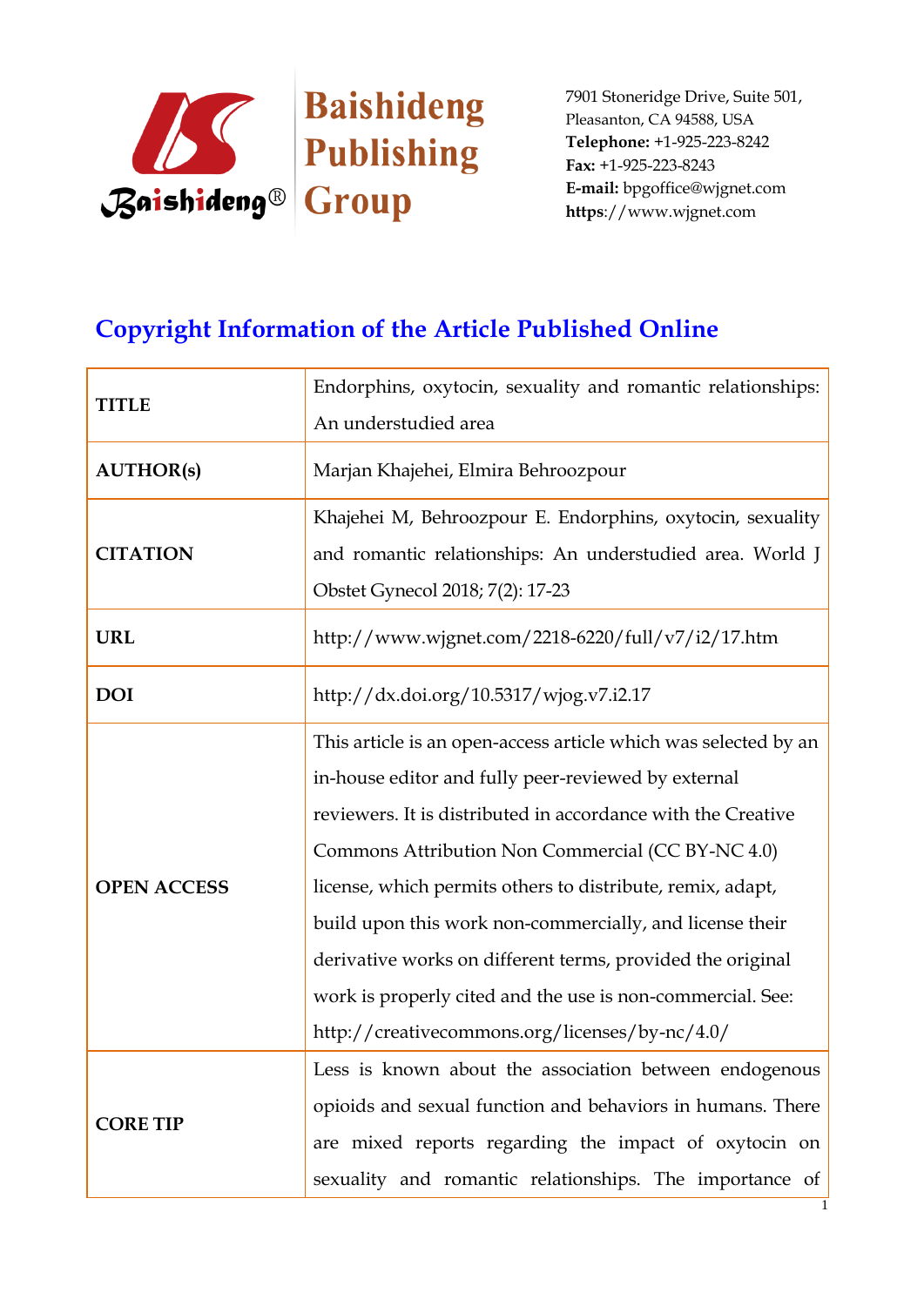Baishideng Publishing Group

7901 Stoneridge Drive, Suite 501,
Pleasanton, CA 94588, USA
**Telephone:** +1-925-223-8242
**Fax:** +1-925-223-8243
**E-mail:** bpgoffice@wjgnet.com
**https**://www.wjgnet.com

## Copyright Information of the Article Published Online

| | |
|---|---|
| **TITLE** | Endorphins, oxytocin, sexuality and romantic relationships: An understudied area |
| **AUTHOR(s)** | Marjan Khajehei, Elmira Behroozpour |
| **CITATION** | Khajehei M, Behroozpour E. Endorphins, oxytocin, sexuality and romantic relationships: An understudied area. World J Obstet Gynecol 2018; 7(2): 17-23 |
| **URL** | http://www.wjgnet.com/2218-6220/full/v7/i2/17.htm |
| **DOI** | http://dx.doi.org/10.5317/wjog.v7.i2.17 |
| **OPEN ACCESS** | This article is an open-access article which was selected by an in-house editor and fully peer-reviewed by external reviewers. It is distributed in accordance with the Creative Commons Attribution Non Commercial (CC BY-NC 4.0) license, which permits others to distribute, remix, adapt, build upon this work non-commercially, and license their derivative works on different terms, provided the original work is properly cited and the use is non-commercial. See: http://creativecommons.org/licenses/by-nc/4.0/ |
| **CORE TIP** | Less is known about the association between endogenous opioids and sexual function and behaviors in humans. There are mixed reports regarding the impact of oxytocin on sexuality and romantic relationships. The importance of |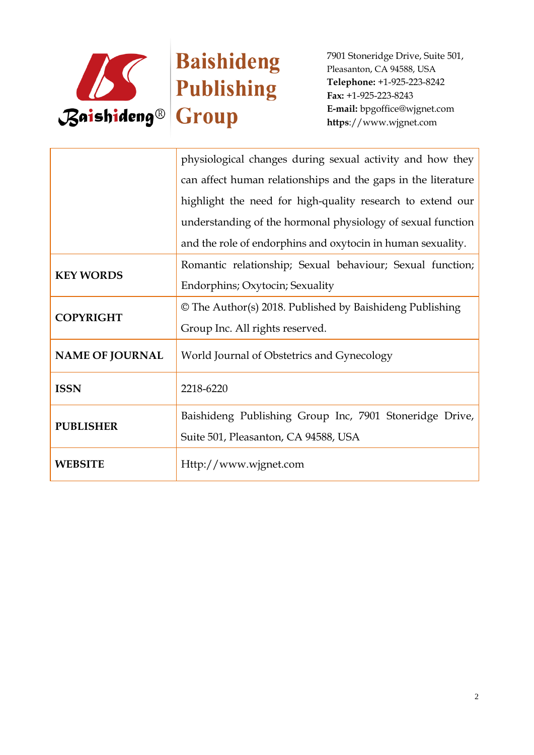| | |
|---|---|
| | physiological changes during sexual activity and how they can affect human relationships and the gaps in the literature highlight the need for high-quality research to extend our understanding of the hormonal physiology of sexual function and the role of endorphins and oxytocin in human sexuality. |
| **KEY WORDS** | Romantic relationship; Sexual behaviour; Sexual function; Endorphins; Oxytocin; Sexuality |
| **COPYRIGHT** | © The Author(s) 2018. Published by Baishideng Publishing Group Inc. All rights reserved. |
| **NAME OF JOURNAL** | World Journal of Obstetrics and Gynecology |
| **ISSN** | 2218-6220 |
| **PUBLISHER** | Baishideng Publishing Group Inc, 7901 Stoneridge Drive, Suite 501, Pleasanton, CA 94588, USA |
| **WEBSITE** | Http://www.wjgnet.com |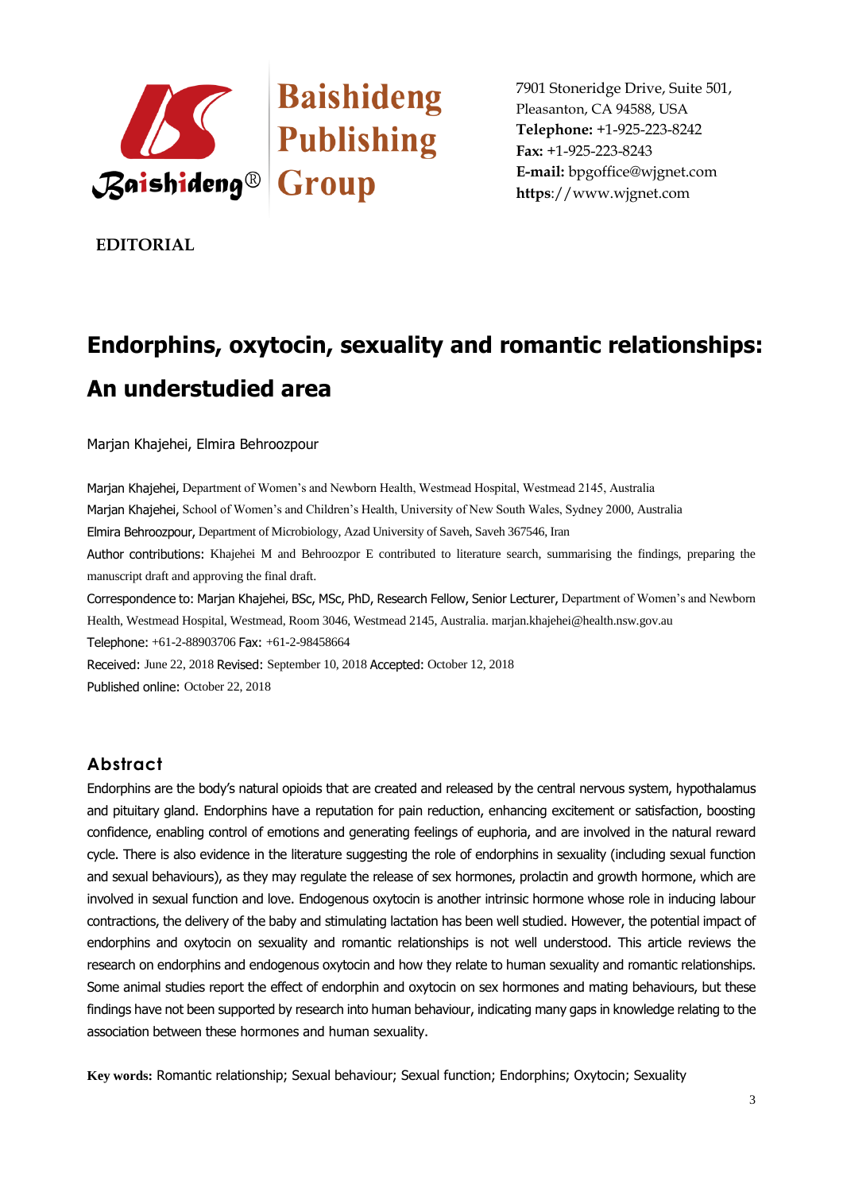Baishideng Publishing Group

7901 Stoneridge Drive, Suite 501,
Pleasanton, CA 94588, USA
**Telephone:** +1-925-223-8242
**Fax:** +1-925-223-8243
**E-mail:** bpgoffice@wjgnet.com
**https**://www.wjgnet.com

**EDITORIAL**

# Endorphins, oxytocin, sexuality and romantic relationships: An understudied area

Marjan Khajehei, Elmira Behroozpour

Marjan Khajehei, Department of Women's and Newborn Health, Westmead Hospital, Westmead 2145, Australia

Marjan Khajehei, School of Women's and Children's Health, University of New South Wales, Sydney 2000, Australia

Elmira Behroozpour, Department of Microbiology, Azad University of Saveh, Saveh 367546, Iran

Author contributions: Khajehei M and Behroozpor E contributed to literature search, summarising the findings, preparing the manuscript draft and approving the final draft.

Correspondence to: Marjan Khajehei, BSc, MSc, PhD, Research Fellow, Senior Lecturer, Department of Women's and Newborn Health, Westmead Hospital, Westmead, Room 3046, Westmead 2145, Australia. marjan.khajehei@health.nsw.gov.au

Telephone: +61-2-88903706 Fax: +61-2-98458664

Received: June 22, 2018 Revised: September 10, 2018 Accepted: October 12, 2018

Published online: October 22, 2018

## Abstract

Endorphins are the body's natural opioids that are created and released by the central nervous system, hypothalamus and pituitary gland. Endorphins have a reputation for pain reduction, enhancing excitement or satisfaction, boosting confidence, enabling control of emotions and generating feelings of euphoria, and are involved in the natural reward cycle. There is also evidence in the literature suggesting the role of endorphins in sexuality (including sexual function and sexual behaviours), as they may regulate the release of sex hormones, prolactin and growth hormone, which are involved in sexual function and love. Endogenous oxytocin is another intrinsic hormone whose role in inducing labour contractions, the delivery of the baby and stimulating lactation has been well studied. However, the potential impact of endorphins and oxytocin on sexuality and romantic relationships is not well understood. This article reviews the research on endorphins and endogenous oxytocin and how they relate to human sexuality and romantic relationships. Some animal studies report the effect of endorphin and oxytocin on sex hormones and mating behaviours, but these findings have not been supported by research into human behaviour, indicating many gaps in knowledge relating to the association between these hormones and human sexuality.

**Key words:** Romantic relationship; Sexual behaviour; Sexual function; Endorphins; Oxytocin; Sexuality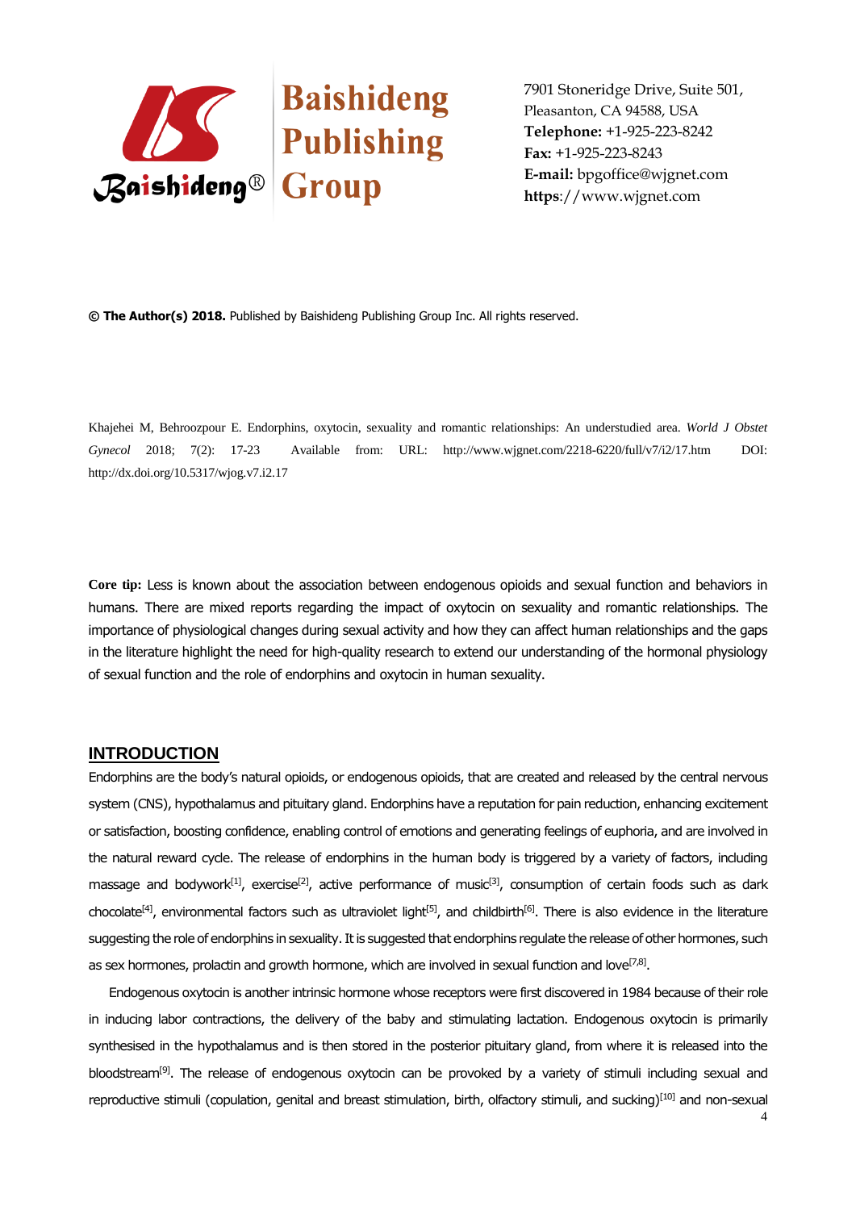Baishideng Publishing Group

7901 Stoneridge Drive, Suite 501, Pleasanton, CA 94588, USA
**Telephone:** +1-925-223-8242
**Fax:** +1-925-223-8243
**E-mail:** bpgoffice@wjgnet.com
**https**://www.wjgnet.com

**© The Author(s) 2018.** Published by Baishideng Publishing Group Inc. All rights reserved.

Khajehei M, Behroozpour E. Endorphins, oxytocin, sexuality and romantic relationships: An understudied area. *World J Obstet Gynecol* 2018; 7(2): 17-23 Available from: URL: http://www.wjgnet.com/2218-6220/full/v7/i2/17.htm DOI: http://dx.doi.org/10.5317/wjog.v7.i2.17

**Core tip:** Less is known about the association between endogenous opioids and sexual function and behaviors in humans. There are mixed reports regarding the impact of oxytocin on sexuality and romantic relationships. The importance of physiological changes during sexual activity and how they can affect human relationships and the gaps in the literature highlight the need for high-quality research to extend our understanding of the hormonal physiology of sexual function and the role of endorphins and oxytocin in human sexuality.

## INTRODUCTION

Endorphins are the body's natural opioids, or endogenous opioids, that are created and released by the central nervous system (CNS), hypothalamus and pituitary gland. Endorphins have a reputation for pain reduction, enhancing excitement or satisfaction, boosting confidence, enabling control of emotions and generating feelings of euphoria, and are involved in the natural reward cycle. The release of endorphins in the human body is triggered by a variety of factors, including massage and bodywork[1], exercise[2], active performance of music[3], consumption of certain foods such as dark chocolate[4], environmental factors such as ultraviolet light[5], and childbirth[6]. There is also evidence in the literature suggesting the role of endorphins in sexuality. It is suggested that endorphins regulate the release of other hormones, such as sex hormones, prolactin and growth hormone, which are involved in sexual function and love[7,8].

Endogenous oxytocin is another intrinsic hormone whose receptors were first discovered in 1984 because of their role in inducing labor contractions, the delivery of the baby and stimulating lactation. Endogenous oxytocin is primarily synthesised in the hypothalamus and is then stored in the posterior pituitary gland, from where it is released into the bloodstream[9]. The release of endogenous oxytocin can be provoked by a variety of stimuli including sexual and reproductive stimuli (copulation, genital and breast stimulation, birth, olfactory stimuli, and sucking)[10] and non-sexual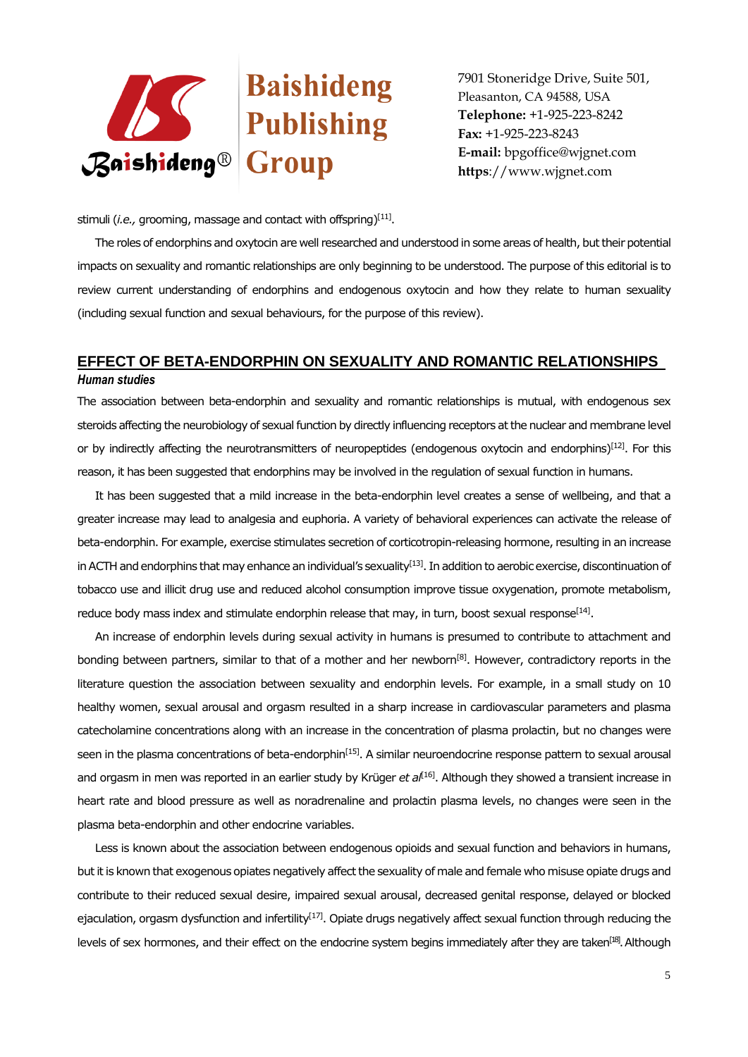stimuli (*i.e.,* grooming, massage and contact with offspring)[11].

The roles of endorphins and oxytocin are well researched and understood in some areas of health, but their potential impacts on sexuality and romantic relationships are only beginning to be understood. The purpose of this editorial is to review current understanding of endorphins and endogenous oxytocin and how they relate to human sexuality (including sexual function and sexual behaviours, for the purpose of this review).

## EFFECT OF BETA-ENDORPHIN ON SEXUALITY AND ROMANTIC RELATIONSHIPS

### *Human studies*

The association between beta-endorphin and sexuality and romantic relationships is mutual, with endogenous sex steroids affecting the neurobiology of sexual function by directly influencing receptors at the nuclear and membrane level or by indirectly affecting the neurotransmitters of neuropeptides (endogenous oxytocin and endorphins)[12]. For this reason, it has been suggested that endorphins may be involved in the regulation of sexual function in humans.

It has been suggested that a mild increase in the beta-endorphin level creates a sense of wellbeing, and that a greater increase may lead to analgesia and euphoria. A variety of behavioral experiences can activate the release of beta-endorphin. For example, exercise stimulates secretion of corticotropin-releasing hormone, resulting in an increase in ACTH and endorphins that may enhance an individual's sexuality[13]. In addition to aerobic exercise, discontinuation of tobacco use and illicit drug use and reduced alcohol consumption improve tissue oxygenation, promote metabolism, reduce body mass index and stimulate endorphin release that may, in turn, boost sexual response[14].

An increase of endorphin levels during sexual activity in humans is presumed to contribute to attachment and bonding between partners, similar to that of a mother and her newborn[8]. However, contradictory reports in the literature question the association between sexuality and endorphin levels. For example, in a small study on 10 healthy women, sexual arousal and orgasm resulted in a sharp increase in cardiovascular parameters and plasma catecholamine concentrations along with an increase in the concentration of plasma prolactin, but no changes were seen in the plasma concentrations of beta-endorphin[15]. A similar neuroendocrine response pattern to sexual arousal and orgasm in men was reported in an earlier study by Krüger *et al*[16]. Although they showed a transient increase in heart rate and blood pressure as well as noradrenaline and prolactin plasma levels, no changes were seen in the plasma beta-endorphin and other endocrine variables.

Less is known about the association between endogenous opioids and sexual function and behaviors in humans, but it is known that exogenous opiates negatively affect the sexuality of male and female who misuse opiate drugs and contribute to their reduced sexual desire, impaired sexual arousal, decreased genital response, delayed or blocked ejaculation, orgasm dysfunction and infertility[17]. Opiate drugs negatively affect sexual function through reducing the levels of sex hormones, and their effect on the endocrine system begins immediately after they are taken[18]. Although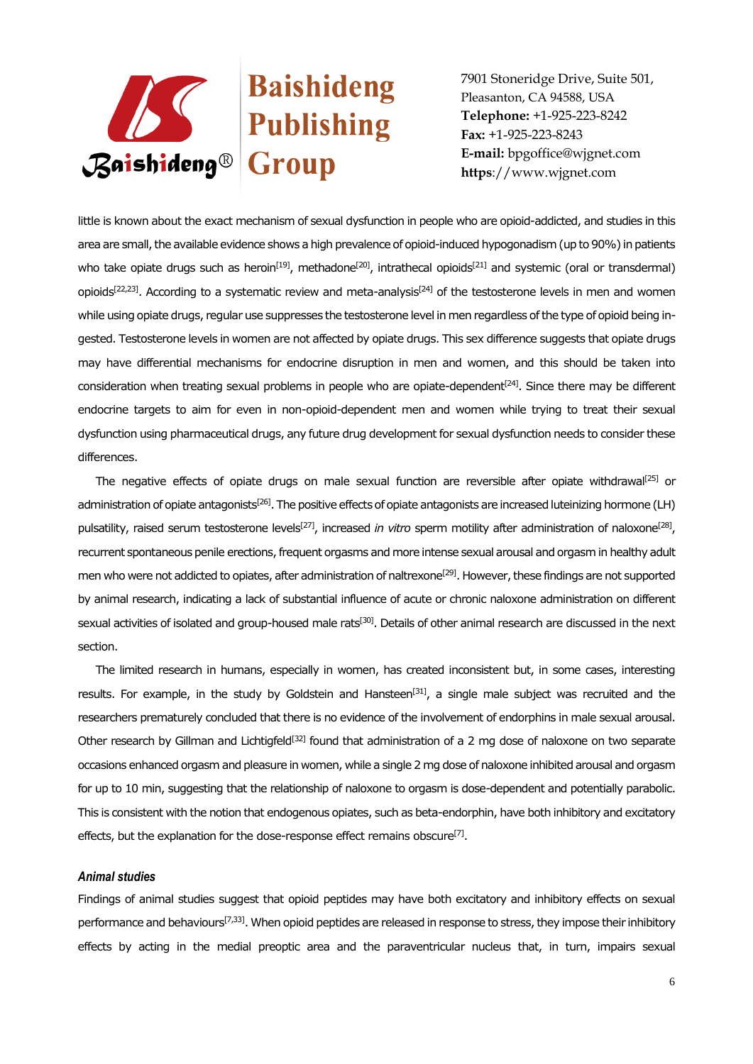little is known about the exact mechanism of sexual dysfunction in people who are opioid-addicted, and studies in this area are small, the available evidence shows a high prevalence of opioid-induced hypogonadism (up to 90%) in patients who take opiate drugs such as heroin[19], methadone[20], intrathecal opioids[21] and systemic (oral or transdermal) opioids[22,23]. According to a systematic review and meta-analysis[24] of the testosterone levels in men and women while using opiate drugs, regular use suppresses the testosterone level in men regardless of the type of opioid being ingested. Testosterone levels in women are not affected by opiate drugs. This sex difference suggests that opiate drugs may have differential mechanisms for endocrine disruption in men and women, and this should be taken into consideration when treating sexual problems in people who are opiate-dependent[24]. Since there may be different endocrine targets to aim for even in non-opioid-dependent men and women while trying to treat their sexual dysfunction using pharmaceutical drugs, any future drug development for sexual dysfunction needs to consider these differences.

The negative effects of opiate drugs on male sexual function are reversible after opiate withdrawal[25] or administration of opiate antagonists[26]. The positive effects of opiate antagonists are increased luteinizing hormone (LH) pulsatility, raised serum testosterone levels[27], increased *in vitro* sperm motility after administration of naloxone[28], recurrent spontaneous penile erections, frequent orgasms and more intense sexual arousal and orgasm in healthy adult men who were not addicted to opiates, after administration of naltrexone[29]. However, these findings are not supported by animal research, indicating a lack of substantial influence of acute or chronic naloxone administration on different sexual activities of isolated and group-housed male rats[30]. Details of other animal research are discussed in the next section.

The limited research in humans, especially in women, has created inconsistent but, in some cases, interesting results. For example, in the study by Goldstein and Hansteen[31], a single male subject was recruited and the researchers prematurely concluded that there is no evidence of the involvement of endorphins in male sexual arousal. Other research by Gillman and Lichtigfeld[32] found that administration of a 2 mg dose of naloxone on two separate occasions enhanced orgasm and pleasure in women, while a single 2 mg dose of naloxone inhibited arousal and orgasm for up to 10 min, suggesting that the relationship of naloxone to orgasm is dose-dependent and potentially parabolic. This is consistent with the notion that endogenous opiates, such as beta-endorphin, have both inhibitory and excitatory effects, but the explanation for the dose-response effect remains obscure[7].

### *Animal studies*

Findings of animal studies suggest that opioid peptides may have both excitatory and inhibitory effects on sexual performance and behaviours[7,33]. When opioid peptides are released in response to stress, they impose their inhibitory effects by acting in the medial preoptic area and the paraventricular nucleus that, in turn, impairs sexual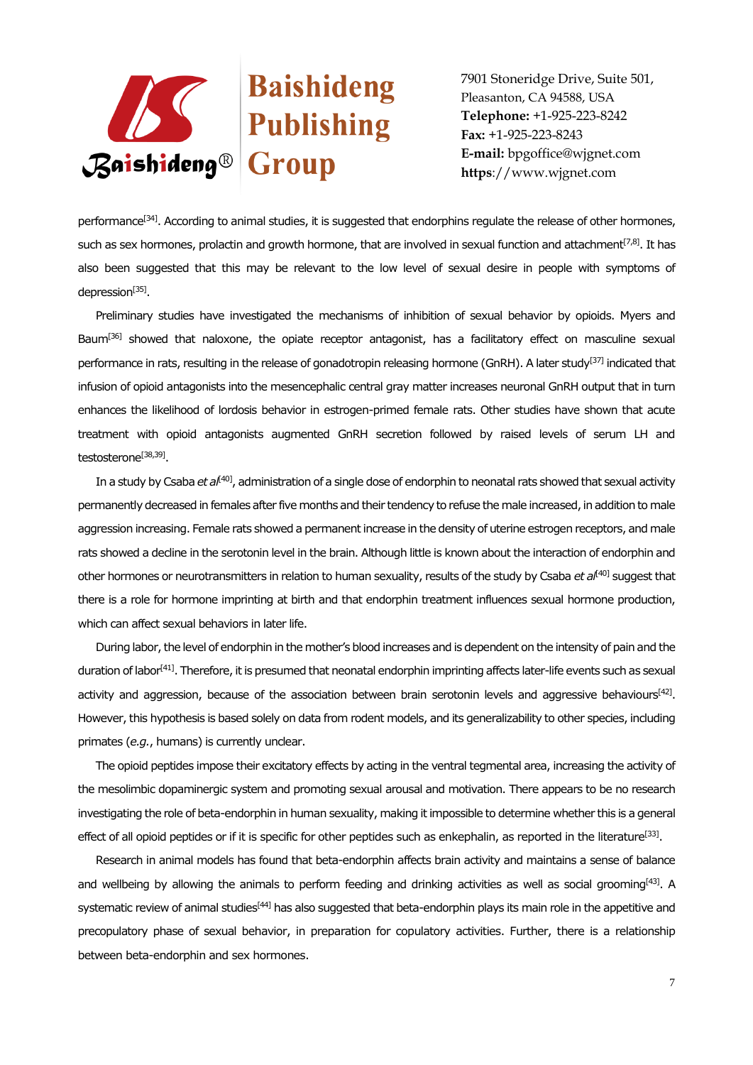performance[34]. According to animal studies, it is suggested that endorphins regulate the release of other hormones, such as sex hormones, prolactin and growth hormone, that are involved in sexual function and attachment[7,8]. It has also been suggested that this may be relevant to the low level of sexual desire in people with symptoms of depression[35].

Preliminary studies have investigated the mechanisms of inhibition of sexual behavior by opioids. Myers and Baum[36] showed that naloxone, the opiate receptor antagonist, has a facilitatory effect on masculine sexual performance in rats, resulting in the release of gonadotropin releasing hormone (GnRH). A later study[37] indicated that infusion of opioid antagonists into the mesencephalic central gray matter increases neuronal GnRH output that in turn enhances the likelihood of lordosis behavior in estrogen-primed female rats. Other studies have shown that acute treatment with opioid antagonists augmented GnRH secretion followed by raised levels of serum LH and testosterone[38,39].

In a study by Csaba *et al*[40], administration of a single dose of endorphin to neonatal rats showed that sexual activity permanently decreased in females after five months and their tendency to refuse the male increased, in addition to male aggression increasing. Female rats showed a permanent increase in the density of uterine estrogen receptors, and male rats showed a decline in the serotonin level in the brain. Although little is known about the interaction of endorphin and other hormones or neurotransmitters in relation to human sexuality, results of the study by Csaba *et al*[40] suggest that there is a role for hormone imprinting at birth and that endorphin treatment influences sexual hormone production, which can affect sexual behaviors in later life.

During labor, the level of endorphin in the mother's blood increases and is dependent on the intensity of pain and the duration of labor[41]. Therefore, it is presumed that neonatal endorphin imprinting affects later-life events such as sexual activity and aggression, because of the association between brain serotonin levels and aggressive behaviours[42]. However, this hypothesis is based solely on data from rodent models, and its generalizability to other species, including primates (*e.g.*, humans) is currently unclear.

The opioid peptides impose their excitatory effects by acting in the ventral tegmental area, increasing the activity of the mesolimbic dopaminergic system and promoting sexual arousal and motivation. There appears to be no research investigating the role of beta-endorphin in human sexuality, making it impossible to determine whether this is a general effect of all opioid peptides or if it is specific for other peptides such as enkephalin, as reported in the literature[33].

Research in animal models has found that beta-endorphin affects brain activity and maintains a sense of balance and wellbeing by allowing the animals to perform feeding and drinking activities as well as social grooming[43]. A systematic review of animal studies[44] has also suggested that beta-endorphin plays its main role in the appetitive and precopulatory phase of sexual behavior, in preparation for copulatory activities. Further, there is a relationship between beta-endorphin and sex hormones.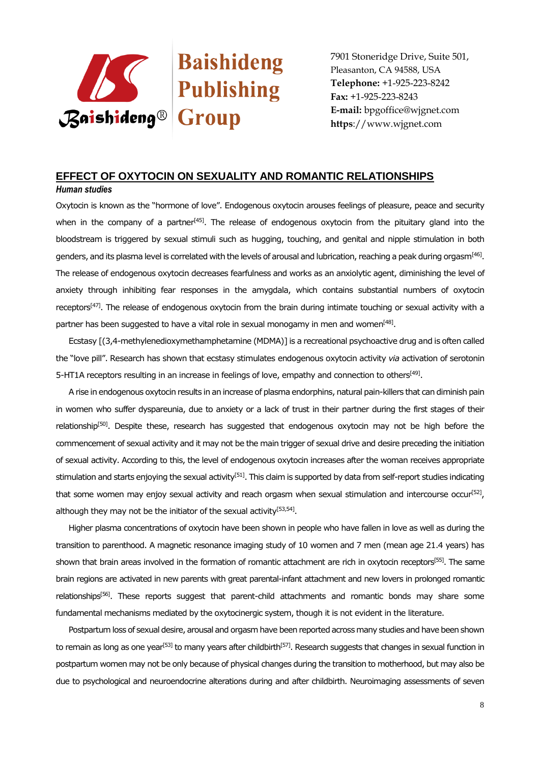## EFFECT OF OXYTOCIN ON SEXUALITY AND ROMANTIC RELATIONSHIPS

### *Human studies*

Oxytocin is known as the "hormone of love". Endogenous oxytocin arouses feelings of pleasure, peace and security when in the company of a partner[45]. The release of endogenous oxytocin from the pituitary gland into the bloodstream is triggered by sexual stimuli such as hugging, touching, and genital and nipple stimulation in both genders, and its plasma level is correlated with the levels of arousal and lubrication, reaching a peak during orgasm[46]. The release of endogenous oxytocin decreases fearfulness and works as an anxiolytic agent, diminishing the level of anxiety through inhibiting fear responses in the amygdala, which contains substantial numbers of oxytocin receptors[47]. The release of endogenous oxytocin from the brain during intimate touching or sexual activity with a partner has been suggested to have a vital role in sexual monogamy in men and women[48].

Ecstasy [(3,4-methylenedioxymethamphetamine (MDMA)] is a recreational psychoactive drug and is often called the "love pill". Research has shown that ecstasy stimulates endogenous oxytocin activity *via* activation of serotonin 5-HT1A receptors resulting in an increase in feelings of love, empathy and connection to others[49].

A rise in endogenous oxytocin results in an increase of plasma endorphins, natural pain-killers that can diminish pain in women who suffer dyspareunia, due to anxiety or a lack of trust in their partner during the first stages of their relationship[50]. Despite these, research has suggested that endogenous oxytocin may not be high before the commencement of sexual activity and it may not be the main trigger of sexual drive and desire preceding the initiation of sexual activity. According to this, the level of endogenous oxytocin increases after the woman receives appropriate stimulation and starts enjoying the sexual activity[51]. This claim is supported by data from self-report studies indicating that some women may enjoy sexual activity and reach orgasm when sexual stimulation and intercourse occur[52], although they may not be the initiator of the sexual activity[53,54].

Higher plasma concentrations of oxytocin have been shown in people who have fallen in love as well as during the transition to parenthood. A magnetic resonance imaging study of 10 women and 7 men (mean age 21.4 years) has shown that brain areas involved in the formation of romantic attachment are rich in oxytocin receptors[55]. The same brain regions are activated in new parents with great parental-infant attachment and new lovers in prolonged romantic relationships[56]. These reports suggest that parent-child attachments and romantic bonds may share some fundamental mechanisms mediated by the oxytocinergic system, though it is not evident in the literature.

Postpartum loss of sexual desire, arousal and orgasm have been reported across many studies and have been shown to remain as long as one year[53] to many years after childbirth[57]. Research suggests that changes in sexual function in postpartum women may not be only because of physical changes during the transition to motherhood, but may also be due to psychological and neuroendocrine alterations during and after childbirth. Neuroimaging assessments of seven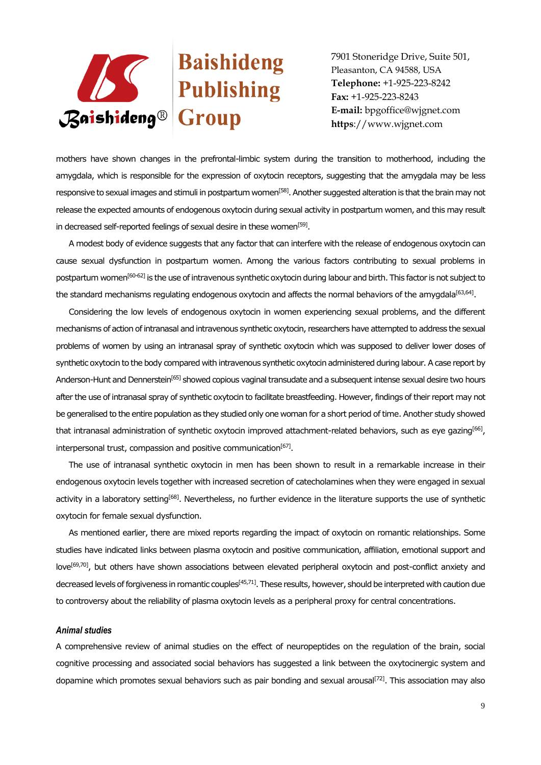mothers have shown changes in the prefrontal-limbic system during the transition to motherhood, including the amygdala, which is responsible for the expression of oxytocin receptors, suggesting that the amygdala may be less responsive to sexual images and stimuli in postpartum women[58]. Another suggested alteration is that the brain may not release the expected amounts of endogenous oxytocin during sexual activity in postpartum women, and this may result in decreased self-reported feelings of sexual desire in these women[59].

A modest body of evidence suggests that any factor that can interfere with the release of endogenous oxytocin can cause sexual dysfunction in postpartum women. Among the various factors contributing to sexual problems in postpartum women[60-62] is the use of intravenous synthetic oxytocin during labour and birth. This factor is not subject to the standard mechanisms regulating endogenous oxytocin and affects the normal behaviors of the amygdala[63,64].

Considering the low levels of endogenous oxytocin in women experiencing sexual problems, and the different mechanisms of action of intranasal and intravenous synthetic oxytocin, researchers have attempted to address the sexual problems of women by using an intranasal spray of synthetic oxytocin which was supposed to deliver lower doses of synthetic oxytocin to the body compared with intravenous synthetic oxytocin administered during labour. A case report by Anderson-Hunt and Dennerstein[65] showed copious vaginal transudate and a subsequent intense sexual desire two hours after the use of intranasal spray of synthetic oxytocin to facilitate breastfeeding. However, findings of their report may not be generalised to the entire population as they studied only one woman for a short period of time. Another study showed that intranasal administration of synthetic oxytocin improved attachment-related behaviors, such as eye gazing[66], interpersonal trust, compassion and positive communication[67].

The use of intranasal synthetic oxytocin in men has been shown to result in a remarkable increase in their endogenous oxytocin levels together with increased secretion of catecholamines when they were engaged in sexual activity in a laboratory setting[68]. Nevertheless, no further evidence in the literature supports the use of synthetic oxytocin for female sexual dysfunction.

As mentioned earlier, there are mixed reports regarding the impact of oxytocin on romantic relationships. Some studies have indicated links between plasma oxytocin and positive communication, affiliation, emotional support and love[69,70], but others have shown associations between elevated peripheral oxytocin and post-conflict anxiety and decreased levels of forgiveness in romantic couples[45,71]. These results, however, should be interpreted with caution due to controversy about the reliability of plasma oxytocin levels as a peripheral proxy for central concentrations.

### *Animal studies*

A comprehensive review of animal studies on the effect of neuropeptides on the regulation of the brain, social cognitive processing and associated social behaviors has suggested a link between the oxytocinergic system and dopamine which promotes sexual behaviors such as pair bonding and sexual arousal[72]. This association may also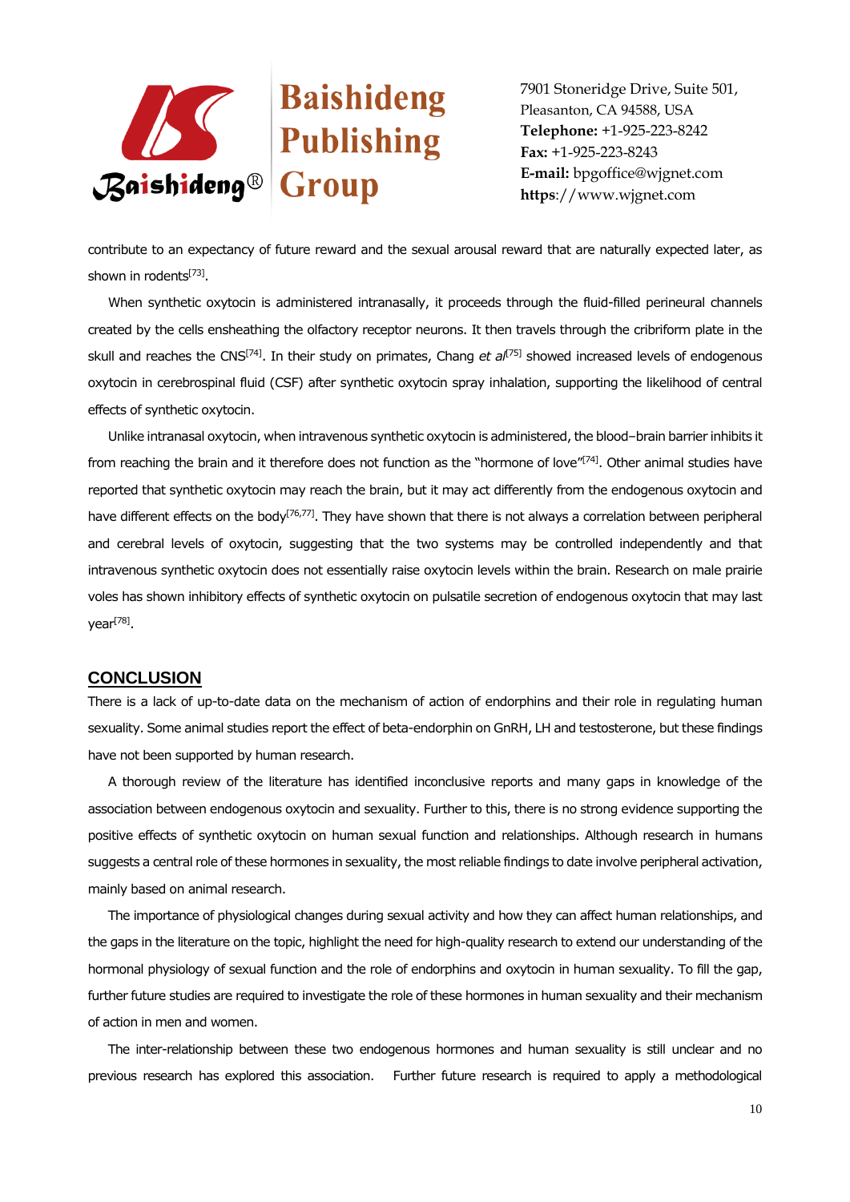contribute to an expectancy of future reward and the sexual arousal reward that are naturally expected later, as shown in rodents[73].

When synthetic oxytocin is administered intranasally, it proceeds through the fluid-filled perineural channels created by the cells ensheathing the olfactory receptor neurons. It then travels through the cribriform plate in the skull and reaches the CNS[74]. In their study on primates, Chang *et al*[75] showed increased levels of endogenous oxytocin in cerebrospinal fluid (CSF) after synthetic oxytocin spray inhalation, supporting the likelihood of central effects of synthetic oxytocin.

Unlike intranasal oxytocin, when intravenous synthetic oxytocin is administered, the blood–brain barrier inhibits it from reaching the brain and it therefore does not function as the "hormone of love"[74]. Other animal studies have reported that synthetic oxytocin may reach the brain, but it may act differently from the endogenous oxytocin and have different effects on the body[76,77]. They have shown that there is not always a correlation between peripheral and cerebral levels of oxytocin, suggesting that the two systems may be controlled independently and that intravenous synthetic oxytocin does not essentially raise oxytocin levels within the brain. Research on male prairie voles has shown inhibitory effects of synthetic oxytocin on pulsatile secretion of endogenous oxytocin that may last year[78].

## CONCLUSION

There is a lack of up-to-date data on the mechanism of action of endorphins and their role in regulating human sexuality. Some animal studies report the effect of beta-endorphin on GnRH, LH and testosterone, but these findings have not been supported by human research.

A thorough review of the literature has identified inconclusive reports and many gaps in knowledge of the association between endogenous oxytocin and sexuality. Further to this, there is no strong evidence supporting the positive effects of synthetic oxytocin on human sexual function and relationships. Although research in humans suggests a central role of these hormones in sexuality, the most reliable findings to date involve peripheral activation, mainly based on animal research.

The importance of physiological changes during sexual activity and how they can affect human relationships, and the gaps in the literature on the topic, highlight the need for high-quality research to extend our understanding of the hormonal physiology of sexual function and the role of endorphins and oxytocin in human sexuality. To fill the gap, further future studies are required to investigate the role of these hormones in human sexuality and their mechanism of action in men and women.

The inter-relationship between these two endogenous hormones and human sexuality is still unclear and no previous research has explored this association. Further future research is required to apply a methodological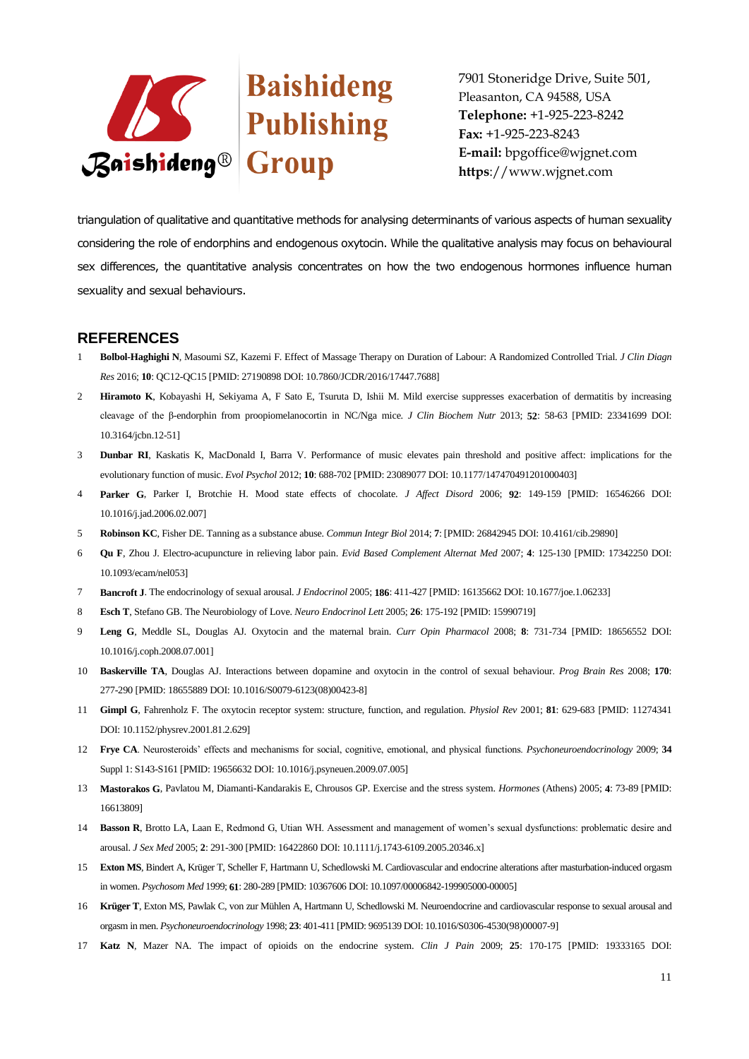triangulation of qualitative and quantitative methods for analysing determinants of various aspects of human sexuality considering the role of endorphins and endogenous oxytocin. While the qualitative analysis may focus on behavioural sex differences, the quantitative analysis concentrates on how the two endogenous hormones influence human sexuality and sexual behaviours.

## REFERENCES

1. **Bolbol-Haghighi N**, Masoumi SZ, Kazemi F. Effect of Massage Therapy on Duration of Labour: A Randomized Controlled Trial. *J Clin Diagn Res* 2016; **10**: QC12-QC15 [PMID: 27190898 DOI: 10.7860/JCDR/2016/17447.7688]
2. **Hiramoto K**, Kobayashi H, Sekiyama A, F Sato E, Tsuruta D, Ishii M. Mild exercise suppresses exacerbation of dermatitis by increasing cleavage of the β-endorphin from proopiomelanocortin in NC/Nga mice. *J Clin Biochem Nutr* 2013; **52**: 58-63 [PMID: 23341699 DOI: 10.3164/jcbn.12-51]
3. **Dunbar RI**, Kaskatis K, MacDonald I, Barra V. Performance of music elevates pain threshold and positive affect: implications for the evolutionary function of music. *Evol Psychol* 2012; **10**: 688-702 [PMID: 23089077 DOI: 10.1177/147470491201000403]
4. **Parker G**, Parker I, Brotchie H. Mood state effects of chocolate. *J Affect Disord* 2006; **92**: 149-159 [PMID: 16546266 DOI: 10.1016/j.jad.2006.02.007]
5. **Robinson KC**, Fisher DE. Tanning as a substance abuse. *Commun Integr Biol* 2014; **7**: [PMID: 26842945 DOI: 10.4161/cib.29890]
6. **Qu F**, Zhou J. Electro-acupuncture in relieving labor pain. *Evid Based Complement Alternat Med* 2007; **4**: 125-130 [PMID: 17342250 DOI: 10.1093/ecam/nel053]
7. **Bancroft J**. The endocrinology of sexual arousal. *J Endocrinol* 2005; **186**: 411-427 [PMID: 16135662 DOI: 10.1677/joe.1.06233]
8. **Esch T**, Stefano GB. The Neurobiology of Love. *Neuro Endocrinol Lett* 2005; **26**: 175-192 [PMID: 15990719]
9. **Leng G**, Meddle SL, Douglas AJ. Oxytocin and the maternal brain. *Curr Opin Pharmacol* 2008; **8**: 731-734 [PMID: 18656552 DOI: 10.1016/j.coph.2008.07.001]
10. **Baskerville TA**, Douglas AJ. Interactions between dopamine and oxytocin in the control of sexual behaviour. *Prog Brain Res* 2008; **170**: 277-290 [PMID: 18655889 DOI: 10.1016/S0079-6123(08)00423-8]
11. **Gimpl G**, Fahrenholz F. The oxytocin receptor system: structure, function, and regulation. *Physiol Rev* 2001; **81**: 629-683 [PMID: 11274341 DOI: 10.1152/physrev.2001.81.2.629]
12. **Frye CA**. Neurosteroids' effects and mechanisms for social, cognitive, emotional, and physical functions. *Psychoneuroendocrinology* 2009; **34** Suppl 1: S143-S161 [PMID: 19656632 DOI: 10.1016/j.psyneuen.2009.07.005]
13. **Mastorakos G**, Pavlatou M, Diamanti-Kandarakis E, Chrousos GP. Exercise and the stress system. *Hormones* (Athens) 2005; **4**: 73-89 [PMID: 16613809]
14. **Basson R**, Brotto LA, Laan E, Redmond G, Utian WH. Assessment and management of women's sexual dysfunctions: problematic desire and arousal. *J Sex Med* 2005; **2**: 291-300 [PMID: 16422860 DOI: 10.1111/j.1743-6109.2005.20346.x]
15. **Exton MS**, Bindert A, Krüger T, Scheller F, Hartmann U, Schedlowski M. Cardiovascular and endocrine alterations after masturbation-induced orgasm in women. *Psychosom Med* 1999; **61**: 280-289 [PMID: 10367606 DOI: 10.1097/00006842-199905000-00005]
16. **Krüger T**, Exton MS, Pawlak C, von zur Mühlen A, Hartmann U, Schedlowski M. Neuroendocrine and cardiovascular response to sexual arousal and orgasm in men. *Psychoneuroendocrinology* 1998; **23**: 401-411 [PMID: 9695139 DOI: 10.1016/S0306-4530(98)00007-9]
17. **Katz N**, Mazer NA. The impact of opioids on the endocrine system. *Clin J Pain* 2009; **25**: 170-175 [PMID: 19333165 DOI: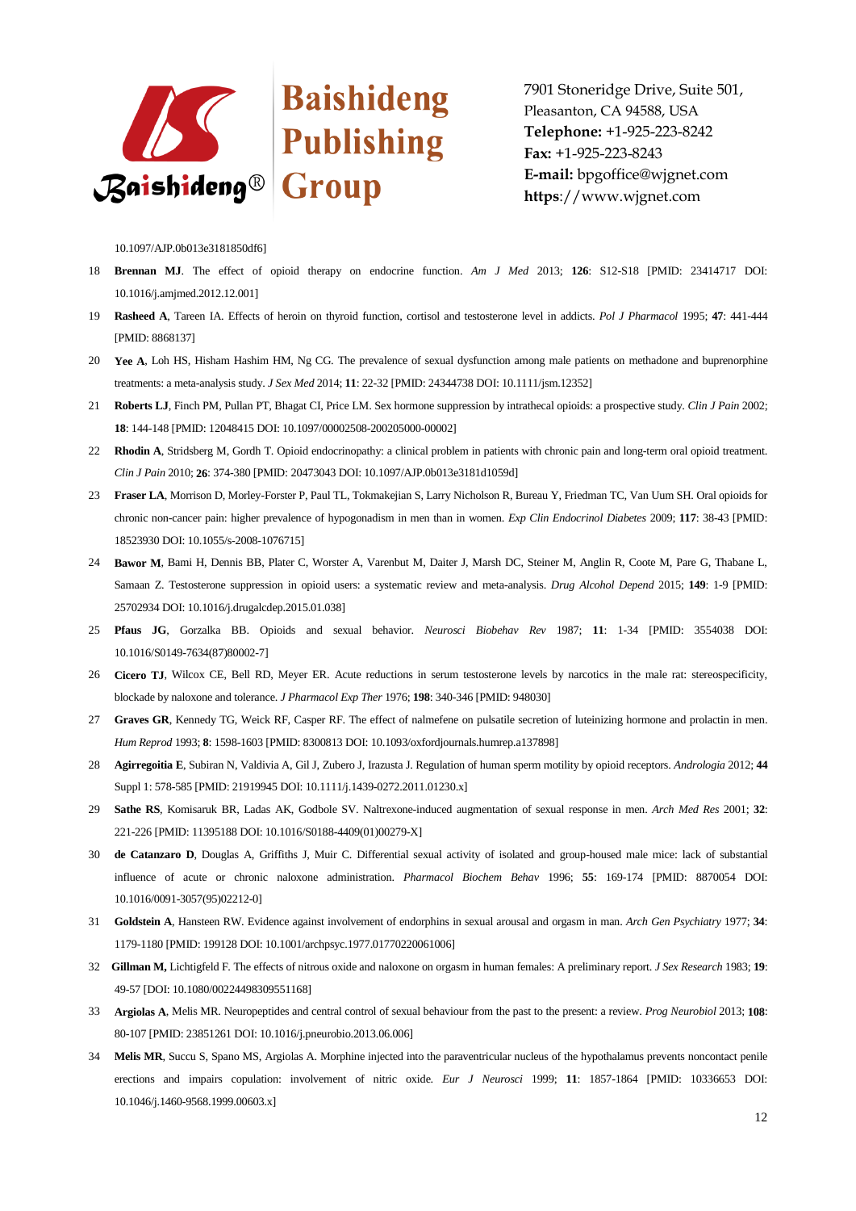10.1097/AJP.0b013e3181850df6]

18 **Brennan MJ**. The effect of opioid therapy on endocrine function. *Am J Med* 2013; **126**: S12-S18 [PMID: 23414717 DOI: 10.1016/j.amjmed.2012.12.001]

19 **Rasheed A**, Tareen IA. Effects of heroin on thyroid function, cortisol and testosterone level in addicts. *Pol J Pharmacol* 1995; **47**: 441-444 [PMID: 8868137]

20 **Yee A**, Loh HS, Hisham Hashim HM, Ng CG. The prevalence of sexual dysfunction among male patients on methadone and buprenorphine treatments: a meta-analysis study. *J Sex Med* 2014; **11**: 22-32 [PMID: 24344738 DOI: 10.1111/jsm.12352]

21 **Roberts LJ**, Finch PM, Pullan PT, Bhagat CI, Price LM. Sex hormone suppression by intrathecal opioids: a prospective study. *Clin J Pain* 2002; **18**: 144-148 [PMID: 12048415 DOI: 10.1097/00002508-200205000-00002]

22 **Rhodin A**, Stridsberg M, Gordh T. Opioid endocrinopathy: a clinical problem in patients with chronic pain and long-term oral opioid treatment. *Clin J Pain* 2010; **26**: 374-380 [PMID: 20473043 DOI: 10.1097/AJP.0b013e3181d1059d]

23 **Fraser LA**, Morrison D, Morley-Forster P, Paul TL, Tokmakejian S, Larry Nicholson R, Bureau Y, Friedman TC, Van Uum SH. Oral opioids for chronic non-cancer pain: higher prevalence of hypogonadism in men than in women. *Exp Clin Endocrinol Diabetes* 2009; **117**: 38-43 [PMID: 18523930 DOI: 10.1055/s-2008-1076715]

24 **Bawor M**, Bami H, Dennis BB, Plater C, Worster A, Varenbut M, Daiter J, Marsh DC, Steiner M, Anglin R, Coote M, Pare G, Thabane L, Samaan Z. Testosterone suppression in opioid users: a systematic review and meta-analysis. *Drug Alcohol Depend* 2015; **149**: 1-9 [PMID: 25702934 DOI: 10.1016/j.drugalcdep.2015.01.038]

25 **Pfaus JG**, Gorzalka BB. Opioids and sexual behavior. *Neurosci Biobehav Rev* 1987; **11**: 1-34 [PMID: 3554038 DOI: 10.1016/S0149-7634(87)80002-7]

26 **Cicero TJ**, Wilcox CE, Bell RD, Meyer ER. Acute reductions in serum testosterone levels by narcotics in the male rat: stereospecificity, blockade by naloxone and tolerance. *J Pharmacol Exp Ther* 1976; **198**: 340-346 [PMID: 948030]

27 **Graves GR**, Kennedy TG, Weick RF, Casper RF. The effect of nalmefene on pulsatile secretion of luteinizing hormone and prolactin in men. *Hum Reprod* 1993; **8**: 1598-1603 [PMID: 8300813 DOI: 10.1093/oxfordjournals.humrep.a137898]

28 **Agirregoitia E**, Subiran N, Valdivia A, Gil J, Zubero J, Irazusta J. Regulation of human sperm motility by opioid receptors. *Andrologia* 2012; **44** Suppl 1: 578-585 [PMID: 21919945 DOI: 10.1111/j.1439-0272.2011.01230.x]

29 **Sathe RS**, Komisaruk BR, Ladas AK, Godbole SV. Naltrexone-induced augmentation of sexual response in men. *Arch Med Res* 2001; **32**: 221-226 [PMID: 11395188 DOI: 10.1016/S0188-4409(01)00279-X]

30 **de Catanzaro D**, Douglas A, Griffiths J, Muir C. Differential sexual activity of isolated and group-housed male mice: lack of substantial influence of acute or chronic naloxone administration. *Pharmacol Biochem Behav* 1996; **55**: 169-174 [PMID: 8870054 DOI: 10.1016/0091-3057(95)02212-0]

31 **Goldstein A**, Hansteen RW. Evidence against involvement of endorphins in sexual arousal and orgasm in man. *Arch Gen Psychiatry* 1977; **34**: 1179-1180 [PMID: 199128 DOI: 10.1001/archpsyc.1977.01770220061006]

32 **Gillman M,** Lichtigfeld F. The effects of nitrous oxide and naloxone on orgasm in human females: A preliminary report. *J Sex Research* 1983; **19**: 49-57 [DOI: 10.1080/00224498309551168]

33 **Argiolas A**, Melis MR. Neuropeptides and central control of sexual behaviour from the past to the present: a review. *Prog Neurobiol* 2013; **108**: 80-107 [PMID: 23851261 DOI: 10.1016/j.pneurobio.2013.06.006]

34 **Melis MR**, Succu S, Spano MS, Argiolas A. Morphine injected into the paraventricular nucleus of the hypothalamus prevents noncontact penile erections and impairs copulation: involvement of nitric oxide. *Eur J Neurosci* 1999; **11**: 1857-1864 [PMID: 10336653 DOI: 10.1046/j.1460-9568.1999.00603.x]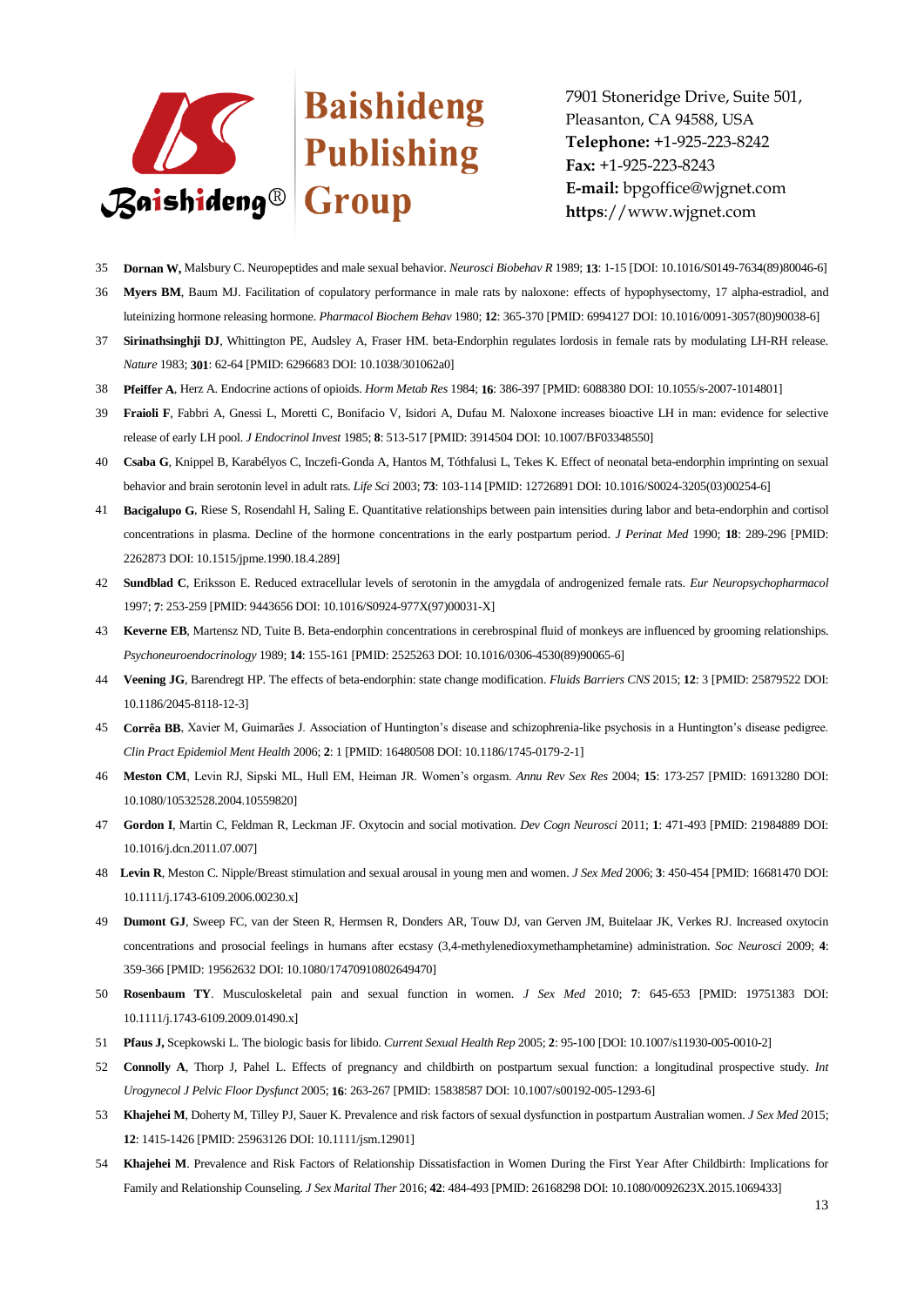35 **Dornan W,** Malsbury C. Neuropeptides and male sexual behavior. *Neurosci Biobehav R* 1989; **13**: 1-15 [DOI: 10.1016/S0149-7634(89)80046-6]

36 **Myers BM**, Baum MJ. Facilitation of copulatory performance in male rats by naloxone: effects of hypophysectomy, 17 alpha-estradiol, and luteinizing hormone releasing hormone. *Pharmacol Biochem Behav* 1980; **12**: 365-370 [PMID: 6994127 DOI: 10.1016/0091-3057(80)90038-6]

37 **Sirinathsinghji DJ**, Whittington PE, Audsley A, Fraser HM. beta-Endorphin regulates lordosis in female rats by modulating LH-RH release. *Nature* 1983; **301**: 62-64 [PMID: 6296683 DOI: 10.1038/301062a0]

38 **Pfeiffer A**, Herz A. Endocrine actions of opioids. *Horm Metab Res* 1984; **16**: 386-397 [PMID: 6088380 DOI: 10.1055/s-2007-1014801]

39 **Fraioli F**, Fabbri A, Gnessi L, Moretti C, Bonifacio V, Isidori A, Dufau M. Naloxone increases bioactive LH in man: evidence for selective release of early LH pool. *J Endocrinol Invest* 1985; **8**: 513-517 [PMID: 3914504 DOI: 10.1007/BF03348550]

40 **Csaba G**, Knippel B, Karabélyos C, Inczefi-Gonda A, Hantos M, Tóthfalusi L, Tekes K. Effect of neonatal beta-endorphin imprinting on sexual behavior and brain serotonin level in adult rats. *Life Sci* 2003; **73**: 103-114 [PMID: 12726891 DOI: 10.1016/S0024-3205(03)00254-6]

41 **Bacigalupo G**, Riese S, Rosendahl H, Saling E. Quantitative relationships between pain intensities during labor and beta-endorphin and cortisol concentrations in plasma. Decline of the hormone concentrations in the early postpartum period. *J Perinat Med* 1990; **18**: 289-296 [PMID: 2262873 DOI: 10.1515/jpme.1990.18.4.289]

42 **Sundblad C**, Eriksson E. Reduced extracellular levels of serotonin in the amygdala of androgenized female rats. *Eur Neuropsychopharmacol* 1997; **7**: 253-259 [PMID: 9443656 DOI: 10.1016/S0924-977X(97)00031-X]

43 **Keverne EB**, Martensz ND, Tuite B. Beta-endorphin concentrations in cerebrospinal fluid of monkeys are influenced by grooming relationships. *Psychoneuroendocrinology* 1989; **14**: 155-161 [PMID: 2525263 DOI: 10.1016/0306-4530(89)90065-6]

44 **Veening JG**, Barendregt HP. The effects of beta-endorphin: state change modification. *Fluids Barriers CNS* 2015; **12**: 3 [PMID: 25879522 DOI: 10.1186/2045-8118-12-3]

45 **Corrêa BB**, Xavier M, Guimarães J. Association of Huntington's disease and schizophrenia-like psychosis in a Huntington's disease pedigree. *Clin Pract Epidemiol Ment Health* 2006; **2**: 1 [PMID: 16480508 DOI: 10.1186/1745-0179-2-1]

46 **Meston CM**, Levin RJ, Sipski ML, Hull EM, Heiman JR. Women's orgasm. *Annu Rev Sex Res* 2004; **15**: 173-257 [PMID: 16913280 DOI: 10.1080/10532528.2004.10559820]

47 **Gordon I**, Martin C, Feldman R, Leckman JF. Oxytocin and social motivation. *Dev Cogn Neurosci* 2011; **1**: 471-493 [PMID: 21984889 DOI: 10.1016/j.dcn.2011.07.007]

48 **Levin R**, Meston C. Nipple/Breast stimulation and sexual arousal in young men and women. *J Sex Med* 2006; **3**: 450-454 [PMID: 16681470 DOI: 10.1111/j.1743-6109.2006.00230.x]

49 **Dumont GJ**, Sweep FC, van der Steen R, Hermsen R, Donders AR, Touw DJ, van Gerven JM, Buitelaar JK, Verkes RJ. Increased oxytocin concentrations and prosocial feelings in humans after ecstasy (3,4-methylenedioxymethamphetamine) administration. *Soc Neurosci* 2009; **4**: 359-366 [PMID: 19562632 DOI: 10.1080/17470910802649470]

50 **Rosenbaum TY**. Musculoskeletal pain and sexual function in women. *J Sex Med* 2010; **7**: 645-653 [PMID: 19751383 DOI: 10.1111/j.1743-6109.2009.01490.x]

51 **Pfaus J,** Scepkowski L. The biologic basis for libido. *Current Sexual Health Rep* 2005; **2**: 95-100 [DOI: 10.1007/s11930-005-0010-2]

52 **Connolly A**, Thorp J, Pahel L. Effects of pregnancy and childbirth on postpartum sexual function: a longitudinal prospective study. *Int Urogynecol J Pelvic Floor Dysfunct* 2005; **16**: 263-267 [PMID: 15838587 DOI: 10.1007/s00192-005-1293-6]

53 **Khajehei M**, Doherty M, Tilley PJ, Sauer K. Prevalence and risk factors of sexual dysfunction in postpartum Australian women. *J Sex Med* 2015; **12**: 1415-1426 [PMID: 25963126 DOI: 10.1111/jsm.12901]

54 **Khajehei M**. Prevalence and Risk Factors of Relationship Dissatisfaction in Women During the First Year After Childbirth: Implications for Family and Relationship Counseling. *J Sex Marital Ther* 2016; **42**: 484-493 [PMID: 26168298 DOI: 10.1080/0092623X.2015.1069433]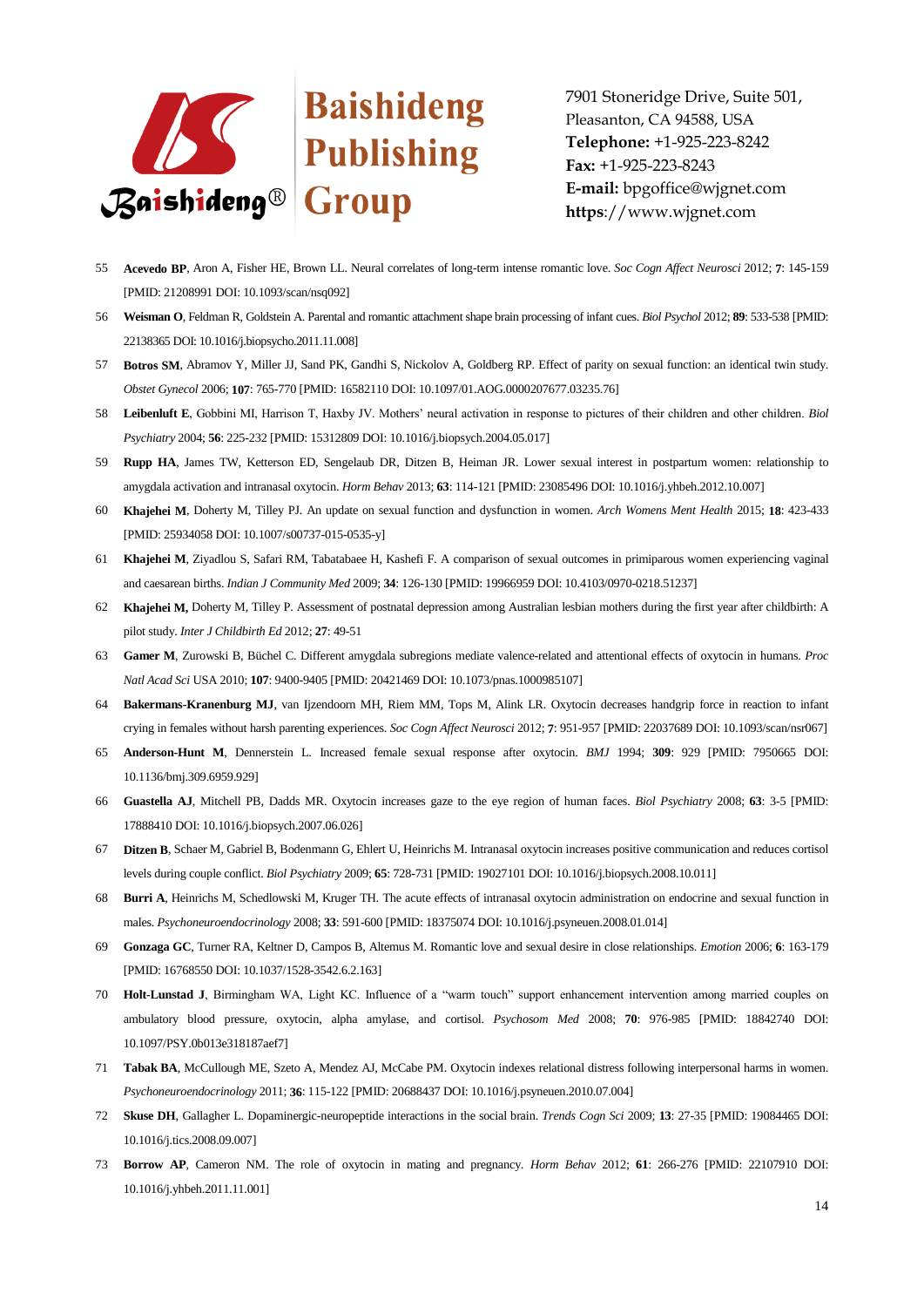55 **Acevedo BP**, Aron A, Fisher HE, Brown LL. Neural correlates of long-term intense romantic love. *Soc Cogn Affect Neurosci* 2012; **7**: 145-159 [PMID: 21208991 DOI: 10.1093/scan/nsq092]

56 **Weisman O**, Feldman R, Goldstein A. Parental and romantic attachment shape brain processing of infant cues. *Biol Psychol* 2012; **89**: 533-538 [PMID: 22138365 DOI: 10.1016/j.biopsycho.2011.11.008]

57 **Botros SM**, Abramov Y, Miller JJ, Sand PK, Gandhi S, Nickolov A, Goldberg RP. Effect of parity on sexual function: an identical twin study. *Obstet Gynecol* 2006; **107**: 765-770 [PMID: 16582110 DOI: 10.1097/01.AOG.0000207677.03235.76]

58 **Leibenluft E**, Gobbini MI, Harrison T, Haxby JV. Mothers' neural activation in response to pictures of their children and other children. *Biol Psychiatry* 2004; **56**: 225-232 [PMID: 15312809 DOI: 10.1016/j.biopsych.2004.05.017]

59 **Rupp HA**, James TW, Ketterson ED, Sengelaub DR, Ditzen B, Heiman JR. Lower sexual interest in postpartum women: relationship to amygdala activation and intranasal oxytocin. *Horm Behav* 2013; **63**: 114-121 [PMID: 23085496 DOI: 10.1016/j.yhbeh.2012.10.007]

60 **Khajehei M**, Doherty M, Tilley PJ. An update on sexual function and dysfunction in women. *Arch Womens Ment Health* 2015; **18**: 423-433 [PMID: 25934058 DOI: 10.1007/s00737-015-0535-y]

61 **Khajehei M**, Ziyadlou S, Safari RM, Tabatabaee H, Kashefi F. A comparison of sexual outcomes in primiparous women experiencing vaginal and caesarean births. *Indian J Community Med* 2009; **34**: 126-130 [PMID: 19966959 DOI: 10.4103/0970-0218.51237]

62 **Khajehei M,** Doherty M, Tilley P. Assessment of postnatal depression among Australian lesbian mothers during the first year after childbirth: A pilot study. *Inter J Childbirth Ed* 2012; **27**: 49-51

63 **Gamer M**, Zurowski B, Büchel C. Different amygdala subregions mediate valence-related and attentional effects of oxytocin in humans. *Proc Natl Acad Sci* USA 2010; **107**: 9400-9405 [PMID: 20421469 DOI: 10.1073/pnas.1000985107]

64 **Bakermans-Kranenburg MJ**, van Ijzendoorn MH, Riem MM, Tops M, Alink LR. Oxytocin decreases handgrip force in reaction to infant crying in females without harsh parenting experiences. *Soc Cogn Affect Neurosci* 2012; **7**: 951-957 [PMID: 22037689 DOI: 10.1093/scan/nsr067]

65 **Anderson-Hunt M**, Dennerstein L. Increased female sexual response after oxytocin. *BMJ* 1994; **309**: 929 [PMID: 7950665 DOI: 10.1136/bmj.309.6959.929]

66 **Guastella AJ**, Mitchell PB, Dadds MR. Oxytocin increases gaze to the eye region of human faces. *Biol Psychiatry* 2008; **63**: 3-5 [PMID: 17888410 DOI: 10.1016/j.biopsych.2007.06.026]

67 **Ditzen B**, Schaer M, Gabriel B, Bodenmann G, Ehlert U, Heinrichs M. Intranasal oxytocin increases positive communication and reduces cortisol levels during couple conflict. *Biol Psychiatry* 2009; **65**: 728-731 [PMID: 19027101 DOI: 10.1016/j.biopsych.2008.10.011]

68 **Burri A**, Heinrichs M, Schedlowski M, Kruger TH. The acute effects of intranasal oxytocin administration on endocrine and sexual function in males. *Psychoneuroendocrinology* 2008; **33**: 591-600 [PMID: 18375074 DOI: 10.1016/j.psyneuen.2008.01.014]

69 **Gonzaga GC**, Turner RA, Keltner D, Campos B, Altemus M. Romantic love and sexual desire in close relationships. *Emotion* 2006; **6**: 163-179 [PMID: 16768550 DOI: 10.1037/1528-3542.6.2.163]

70 **Holt-Lunstad J**, Birmingham WA, Light KC. Influence of a "warm touch" support enhancement intervention among married couples on ambulatory blood pressure, oxytocin, alpha amylase, and cortisol. *Psychosom Med* 2008; **70**: 976-985 [PMID: 18842740 DOI: 10.1097/PSY.0b013e318187aef7]

71 **Tabak BA**, McCullough ME, Szeto A, Mendez AJ, McCabe PM. Oxytocin indexes relational distress following interpersonal harms in women. *Psychoneuroendocrinology* 2011; **36**: 115-122 [PMID: 20688437 DOI: 10.1016/j.psyneuen.2010.07.004]

72 **Skuse DH**, Gallagher L. Dopaminergic-neuropeptide interactions in the social brain. *Trends Cogn Sci* 2009; **13**: 27-35 [PMID: 19084465 DOI: 10.1016/j.tics.2008.09.007]

73 **Borrow AP**, Cameron NM. The role of oxytocin in mating and pregnancy. *Horm Behav* 2012; **61**: 266-276 [PMID: 22107910 DOI: 10.1016/j.yhbeh.2011.11.001]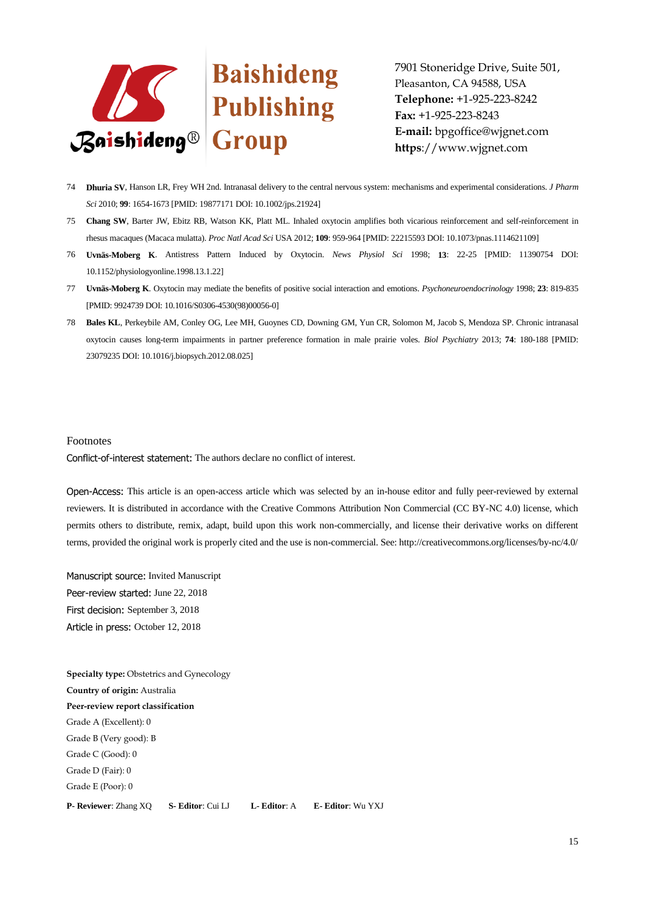74 **Dhuria SV**, Hanson LR, Frey WH 2nd. Intranasal delivery to the central nervous system: mechanisms and experimental considerations. *J Pharm Sci* 2010; **99**: 1654-1673 [PMID: 19877171 DOI: 10.1002/jps.21924]

75 **Chang SW**, Barter JW, Ebitz RB, Watson KK, Platt ML. Inhaled oxytocin amplifies both vicarious reinforcement and self-reinforcement in rhesus macaques (Macaca mulatta). *Proc Natl Acad Sci* USA 2012; **109**: 959-964 [PMID: 22215593 DOI: 10.1073/pnas.1114621109]

76 **Uvnäs-Moberg K**. Antistress Pattern Induced by Oxytocin. *News Physiol Sci* 1998; **13**: 22-25 [PMID: 11390754 DOI: 10.1152/physiologyonline.1998.13.1.22]

77 **Uvnäs-Moberg K**. Oxytocin may mediate the benefits of positive social interaction and emotions. *Psychoneuroendocrinology* 1998; **23**: 819-835 [PMID: 9924739 DOI: 10.1016/S0306-4530(98)00056-0]

78 **Bales KL**, Perkeybile AM, Conley OG, Lee MH, Guoynes CD, Downing GM, Yun CR, Solomon M, Jacob S, Mendoza SP. Chronic intranasal oxytocin causes long-term impairments in partner preference formation in male prairie voles. *Biol Psychiatry* 2013; **74**: 180-188 [PMID: 23079235 DOI: 10.1016/j.biopsych.2012.08.025]

Footnotes

Conflict-of-interest statement: The authors declare no conflict of interest.

Open-Access: This article is an open-access article which was selected by an in-house editor and fully peer-reviewed by external reviewers. It is distributed in accordance with the Creative Commons Attribution Non Commercial (CC BY-NC 4.0) license, which permits others to distribute, remix, adapt, build upon this work non-commercially, and license their derivative works on different terms, provided the original work is properly cited and the use is non-commercial. See: http://creativecommons.org/licenses/by-nc/4.0/

Manuscript source: Invited Manuscript

Peer-review started: June 22, 2018

First decision: September 3, 2018

Article in press: October 12, 2018

**Specialty type:** Obstetrics and Gynecology

**Country of origin:** Australia

**Peer-review report classification**

Grade A (Excellent): 0

Grade B (Very good): B

Grade C (Good): 0

Grade D (Fair): 0

Grade E (Poor): 0

**P- Reviewer**: Zhang XQ **S- Editor**: Cui LJ **L- Editor**: A **E- Editor**: Wu YXJ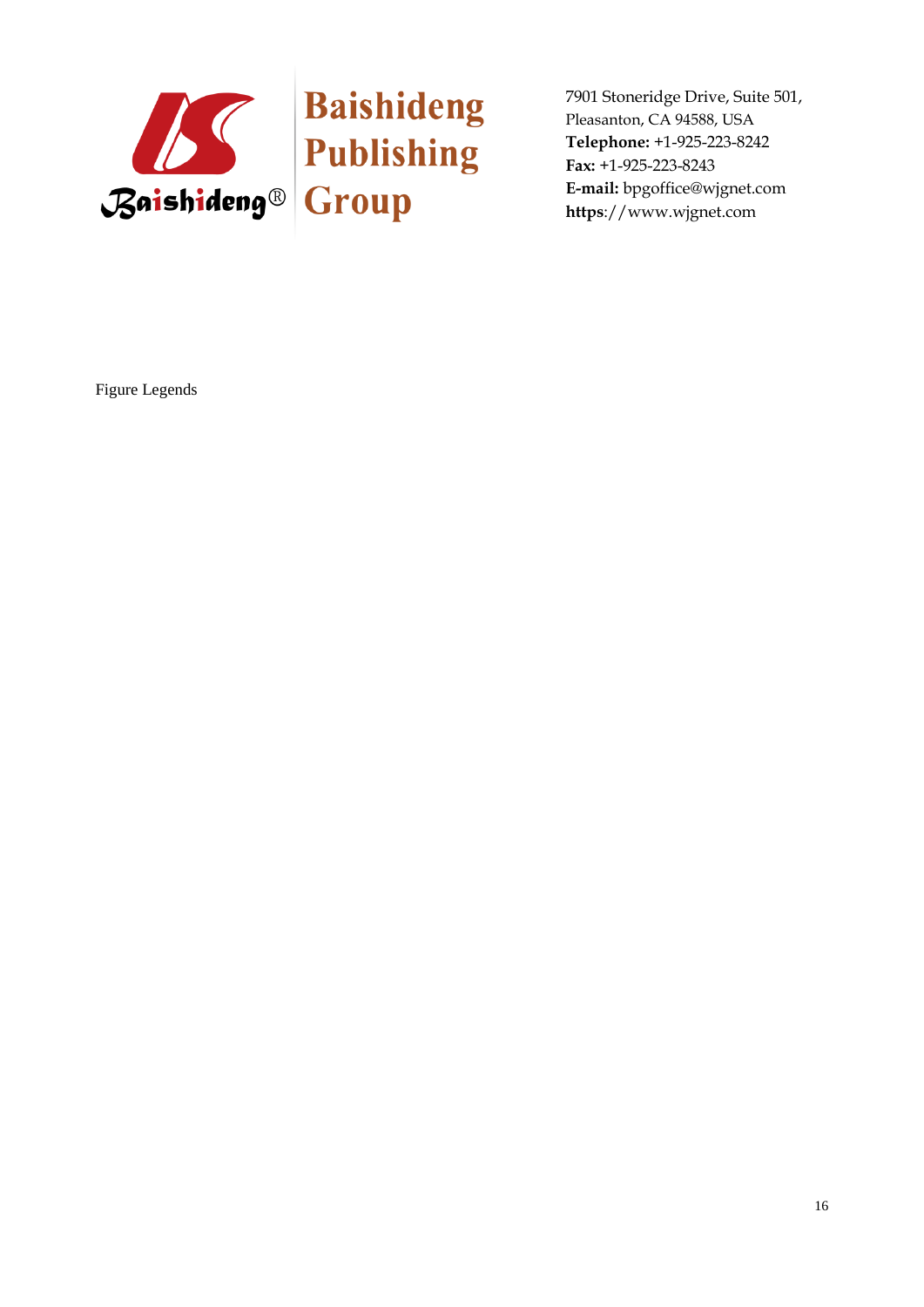Figure Legends